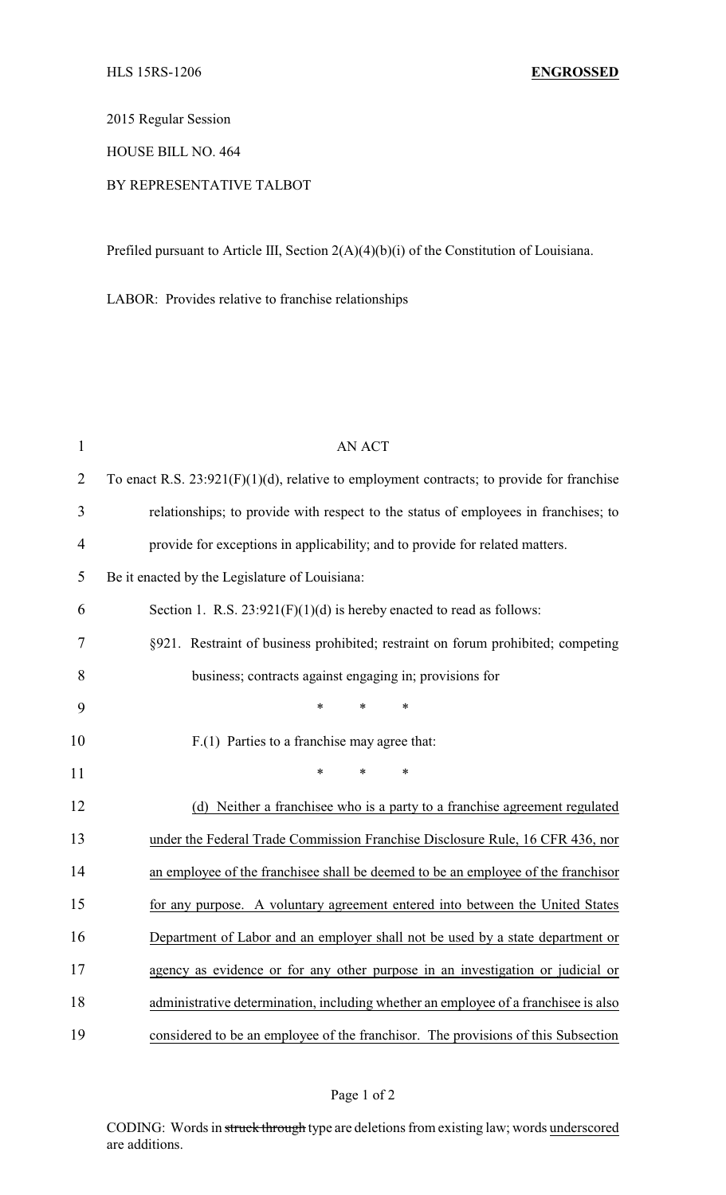HLS 15RS-1206 **ENGROSSED**

2015 Regular Session

HOUSE BILL NO. 464

BY REPRESENTATIVE TALBOT

Prefiled pursuant to Article III, Section 2(A)(4)(b)(i) of the Constitution of Louisiana.

LABOR: Provides relative to franchise relationships

AN ACT

To enact R.S. 23:921(F)(1)(d), relative to employment contracts; to provide for franchise relationships; to provide with respect to the status of employees in franchises; to provide for exceptions in applicability; and to provide for related matters.

Be it enacted by the Legislature of Louisiana:

Section 1. R.S. 23:921(F)(1)(d) is hereby enacted to read as follows:

§921. Restraint of business prohibited; restraint on forum prohibited; competing business; contracts against engaging in; provisions for

\* \* \*

F.(1) Parties to a franchise may agree that:

\* \* \*

<u>(d) Neither a franchisee who is a party to a franchise agreement regulated under the Federal Trade Commission Franchise Disclosure Rule, 16 CFR 436, nor an employee of the franchisee shall be deemed to be an employee of the franchisor for any purpose. A voluntary agreement entered into between the United States Department of Labor and an employer shall not be used by a state department or agency as evidence or for any other purpose in an investigation or judicial or administrative determination, including whether an employee of a franchisee is also considered to be an employee of the franchisor. The provisions of this Subsection</u>

CODING: Words in ~~struck through~~ type are deletions from existing law; words <u>underscored</u> are additions.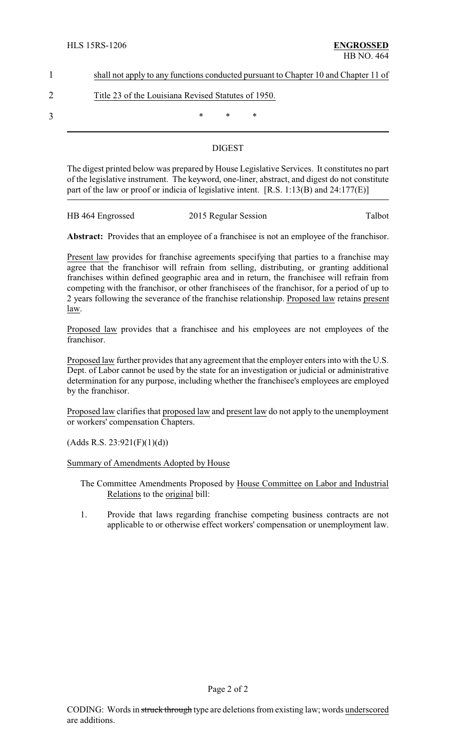shall not apply to any functions conducted pursuant to Chapter 10 and Chapter 11 of Title 23 of the Louisiana Revised Statutes of 1950.

\* \* \*

## DIGEST

The digest printed below was prepared by House Legislative Services. It constitutes no part of the legislative instrument. The keyword, one-liner, abstract, and digest do not constitute part of the law or proof or indicia of legislative intent. [R.S. 1:13(B) and 24:177(E)]

HB 464 Engrossed — 2015 Regular Session — Talbot

**Abstract:** Provides that an employee of a franchisee is not an employee of the franchisor.

Present law provides for franchise agreements specifying that parties to a franchise may agree that the franchisor will refrain from selling, distributing, or granting additional franchises within defined geographic area and in return, the franchisee will refrain from competing with the franchisor, or other franchisees of the franchisor, for a period of up to 2 years following the severance of the franchise relationship. Proposed law retains present law.

Proposed law provides that a franchisee and his employees are not employees of the franchisor.

Proposed law further provides that any agreement that the employer enters into with the U.S. Dept. of Labor cannot be used by the state for an investigation or judicial or administrative determination for any purpose, including whether the franchisee's employees are employed by the franchisor.

Proposed law clarifies that proposed law and present law do not apply to the unemployment or workers' compensation Chapters.

(Adds R.S. 23:921(F)(1)(d))

Summary of Amendments Adopted by House

The Committee Amendments Proposed by House Committee on Labor and Industrial Relations to the original bill:

1. Provide that laws regarding franchise competing business contracts are not applicable to or otherwise effect workers' compensation or unemployment law.

CODING: Words in ~~struck through~~ type are deletions from existing law; words underscored are additions.